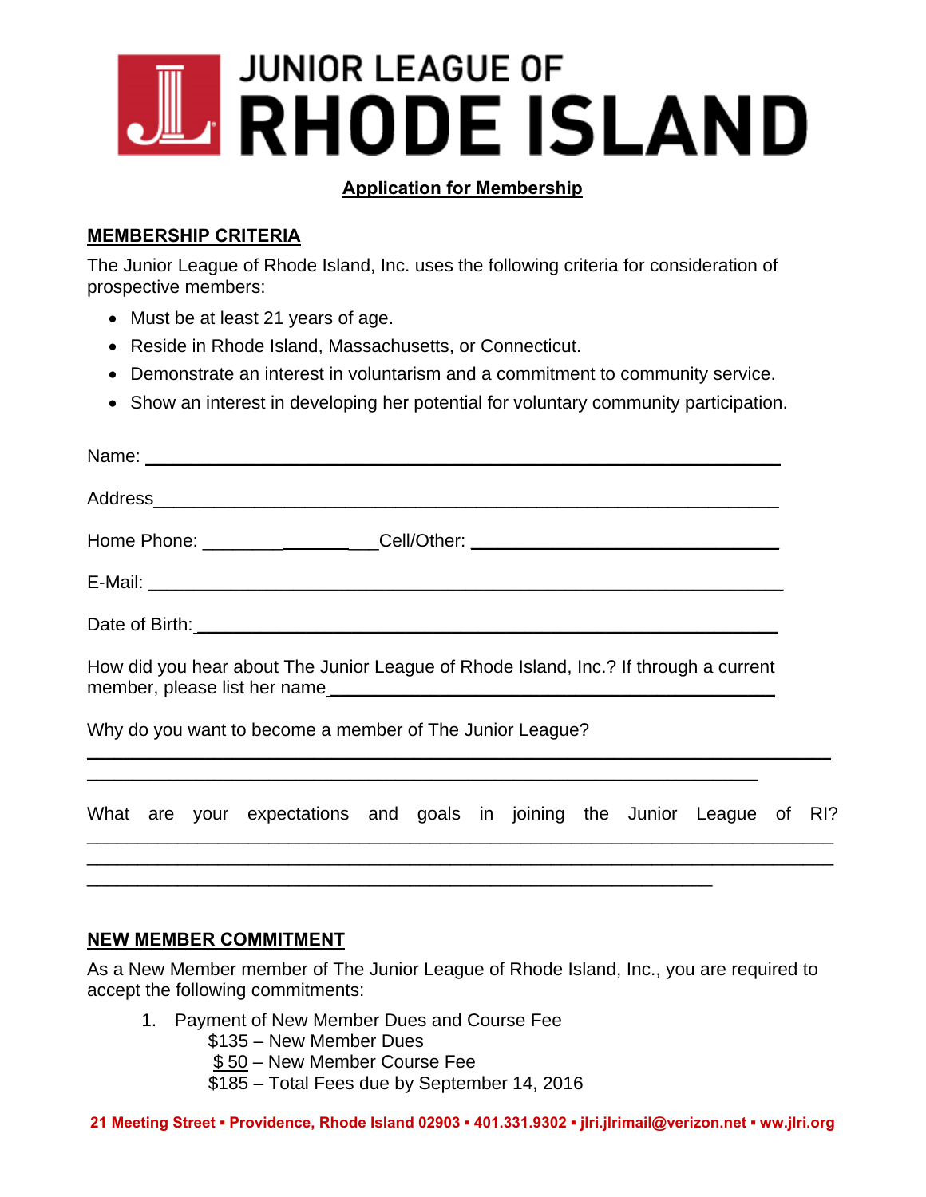# JUNIOR LEAGUE OF RHODE ISLAND

## Application for Membership

### MEMBERSHIP CRITERIA

The Junior League of Rhode Island, Inc. uses the following criteria for consideration of prospective members:

- Must be at least 21 years of age.
- Reside in Rhode Island, Massachusetts, or Connecticut.
- Demonstrate an interest in voluntarism and a commitment to community service.
- Show an interest in developing her potential for voluntary community participation.

Name: ______________________________________________________________

Address_____________________________________________________________

Home Phone: ____________________Cell/Other: ________________________________

E-Mail: _____________________________________________________________

Date of Birth:_________________________________________________________

How did you hear about The Junior League of Rhode Island, Inc.? If through a current member, please list her name_____________________________________________

Why do you want to become a member of The Junior League?

______________________________________________________________________

_________________________________________________________________

What are your expectations and goals in joining the Junior League of RI?

______________________________________________________________________

______________________________________________________________________

_____________________________________________________________

### NEW MEMBER COMMITMENT

As a New Member member of The Junior League of Rhode Island, Inc., you are required to accept the following commitments:

1. Payment of New Member Dues and Course Fee
   - $135 – New Member Dues
   - $ 50 – New Member Course Fee
   - $185 – Total Fees due by September 14, 2016

21 Meeting Street ▪ Providence, Rhode Island 02903 ▪ 401.331.9302 ▪ jlri.jlrimail@verizon.net ▪ ww.jlri.org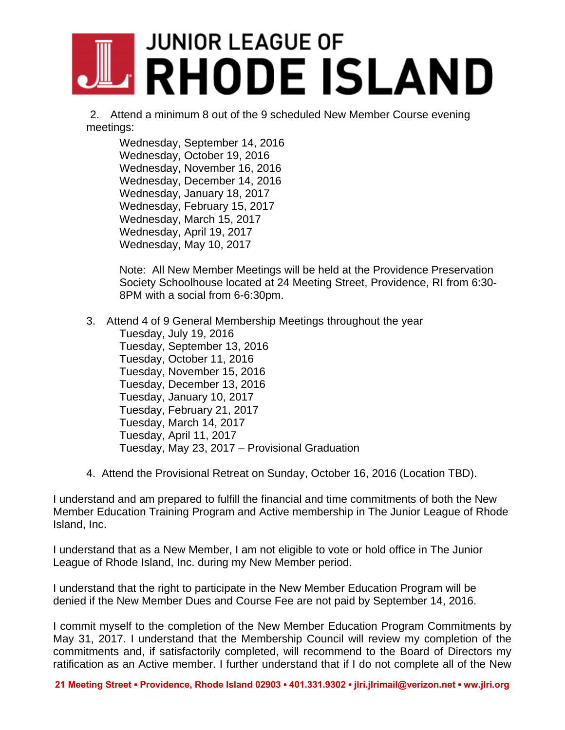2. Attend a minimum 8 out of the 9 scheduled New Member Course evening meetings:

Wednesday, September 14, 2016
Wednesday, October 19, 2016
Wednesday, November 16, 2016
Wednesday, December 14, 2016
Wednesday, January 18, 2017
Wednesday, February 15, 2017
Wednesday, March 15, 2017
Wednesday, April 19, 2017
Wednesday, May 10, 2017

Note: All New Member Meetings will be held at the Providence Preservation Society Schoolhouse located at 24 Meeting Street, Providence, RI from 6:30-8PM with a social from 6-6:30pm.

3. Attend 4 of 9 General Membership Meetings throughout the year

Tuesday, July 19, 2016
Tuesday, September 13, 2016
Tuesday, October 11, 2016
Tuesday, November 15, 2016
Tuesday, December 13, 2016
Tuesday, January 10, 2017
Tuesday, February 21, 2017
Tuesday, March 14, 2017
Tuesday, April 11, 2017
Tuesday, May 23, 2017 – Provisional Graduation

4. Attend the Provisional Retreat on Sunday, October 16, 2016 (Location TBD).

I understand and am prepared to fulfill the financial and time commitments of both the New Member Education Training Program and Active membership in The Junior League of Rhode Island, Inc.

I understand that as a New Member, I am not eligible to vote or hold office in The Junior League of Rhode Island, Inc. during my New Member period.

I understand that the right to participate in the New Member Education Program will be denied if the New Member Dues and Course Fee are not paid by September 14, 2016.

I commit myself to the completion of the New Member Education Program Commitments by May 31, 2017. I understand that the Membership Council will review my completion of the commitments and, if satisfactorily completed, will recommend to the Board of Directors my ratification as an Active member. I further understand that if I do not complete all of the New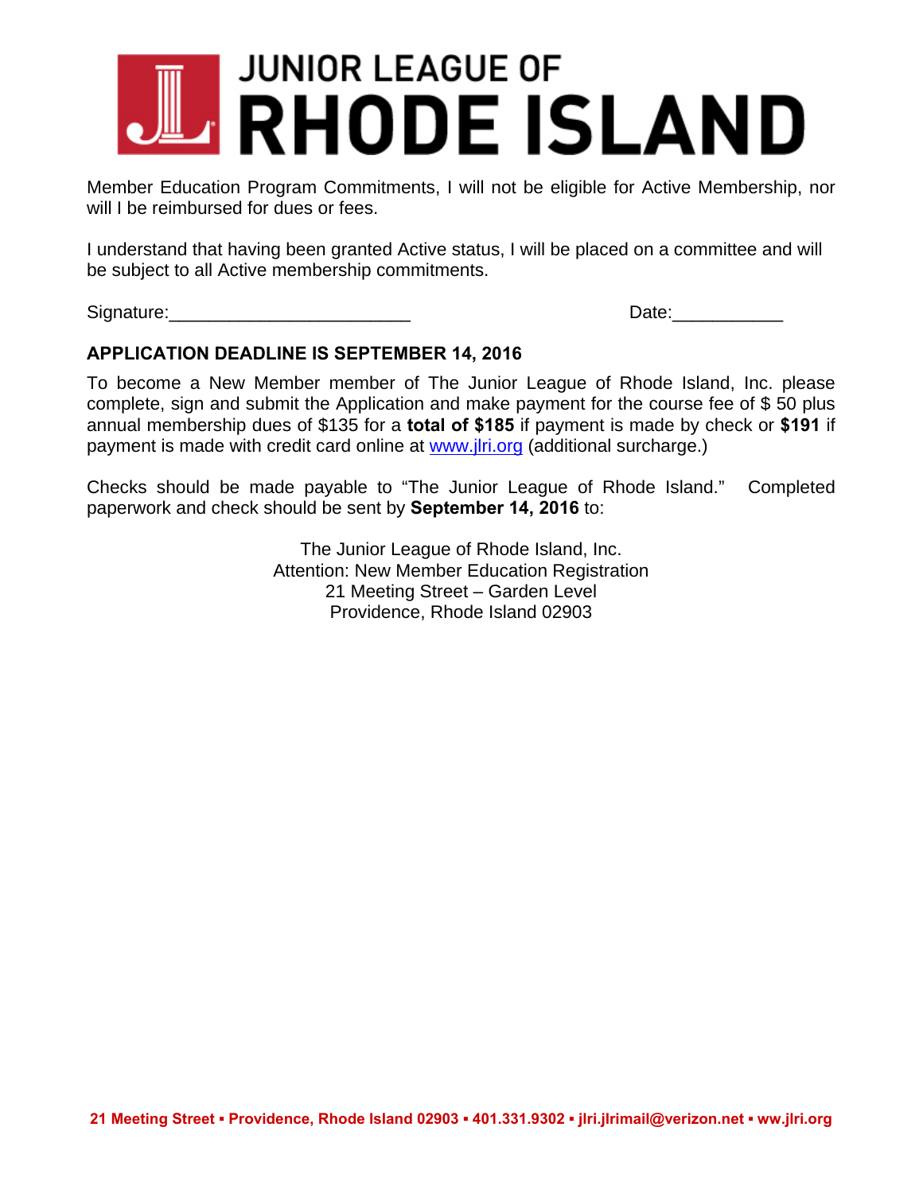Member Education Program Commitments, I will not be eligible for Active Membership, nor will I be reimbursed for dues or fees.

I understand that having been granted Active status, I will be placed on a committee and will be subject to all Active membership commitments.

Signature:________________________                                        Date:___________

**APPLICATION DEADLINE IS SEPTEMBER 14, 2016**

To become a New Member member of The Junior League of Rhode Island, Inc. please complete, sign and submit the Application and make payment for the course fee of $ 50 plus annual membership dues of $135 for a **total of $185** if payment is made by check or **$191** if payment is made with credit card online at www.jlri.org (additional surcharge.)

Checks should be made payable to "The Junior League of Rhode Island." Completed paperwork and check should be sent by **September 14, 2016** to:

The Junior League of Rhode Island, Inc.
Attention: New Member Education Registration
21 Meeting Street – Garden Level
Providence, Rhode Island 02903